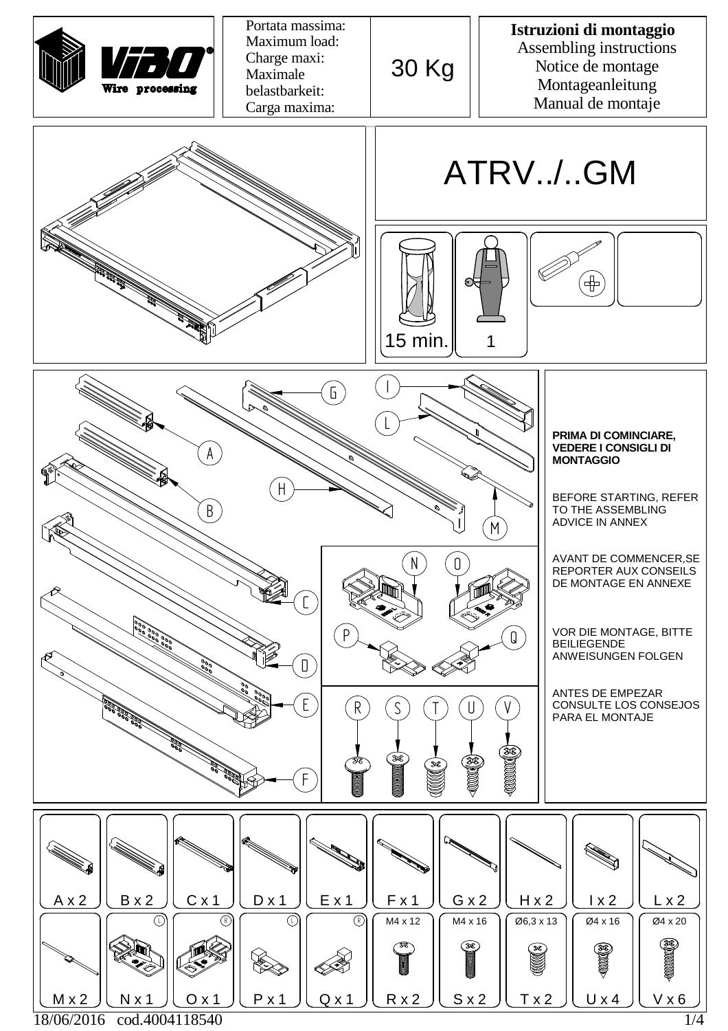VIBO® Wire processing

| Portata massima: Maximum load: Charge maxi: Maximale belastbarkeit: Carga maxima: | 30 Kg |
|---|---|

**Istruzioni di montaggio**
Assembling instructions
Notice de montage
Montageanleitung
Manual de montaje

# ATRV../..GM

15 min.

1

**PRIMA DI COMINCIARE, VEDERE I CONSIGLI DI MONTAGGIO**

BEFORE STARTING, REFER TO THE ASSEMBLING ADVICE IN ANNEX

AVANT DE COMMENCER,SE REPORTER AUX CONSEILS DE MONTAGE EN ANNEXE

VOR DIE MONTAGE, BITTE BEILIEGENDE ANWEISUNGEN FOLGEN

ANTES DE EMPEZAR CONSULTE LOS CONSEJOS PARA EL MONTAJE

| A x 2 | B x 2 | C x 1 | D x 1 | E x 1 | F x 1 | G x 2 | H x 2 | I x 2 | L x 2 |
|---|---|---|---|---|---|---|---|---|---|
| M x 2 | N x 1 (L) | O x 1 (R) | P x 1 (L) | Q x 1 (R) | R x 2 (M4 x 12) | S x 2 (M4 x 16) | T x 2 (Ø6,3 x 13) | U x 4 (Ø4 x 16) | V x 6 (Ø4 x 20) |

18/06/2016 cod.4004118540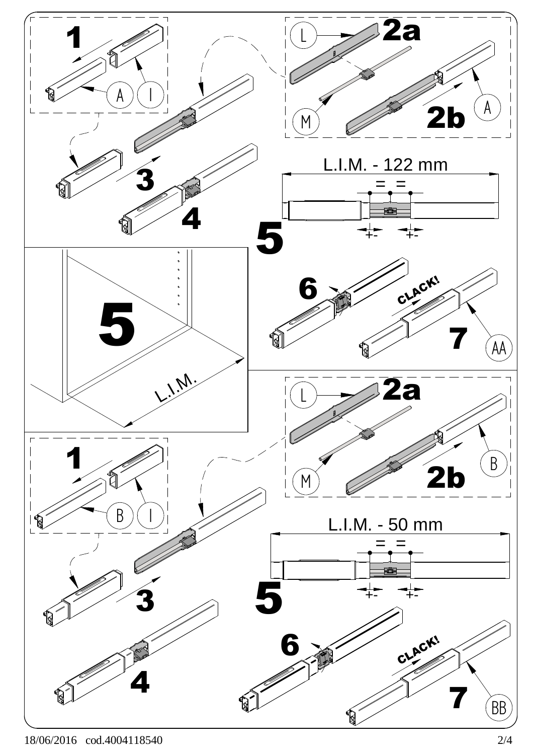1

A I

2a

L

M

2b

A

3

4

L.I.M. - 122 mm

= =

5

+- +-

5

L.I.M.

6

CLACK!

7

AA

2a

L

M

2b

B

1

B I

3

L.I.M. - 50 mm

= =

5

+- +-

4

6

CLACK!

7

BB

18/06/2016 cod.4004118540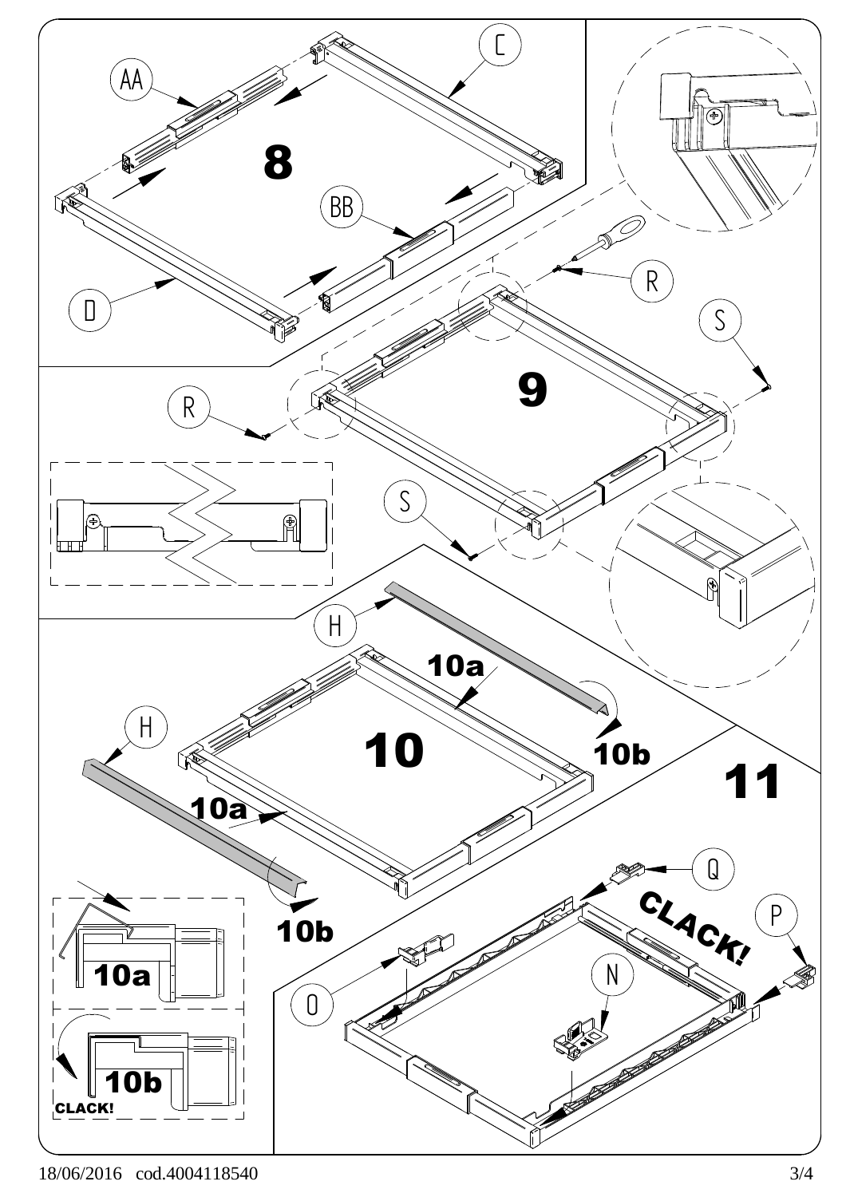8

AA

C

D

BB

9

R

S

R

S

10

H

10a

10b

H

10a

10b

10a

10b

CLACK!

11

Q

CLACK!

P

N

O

18/06/2016 cod.4004118540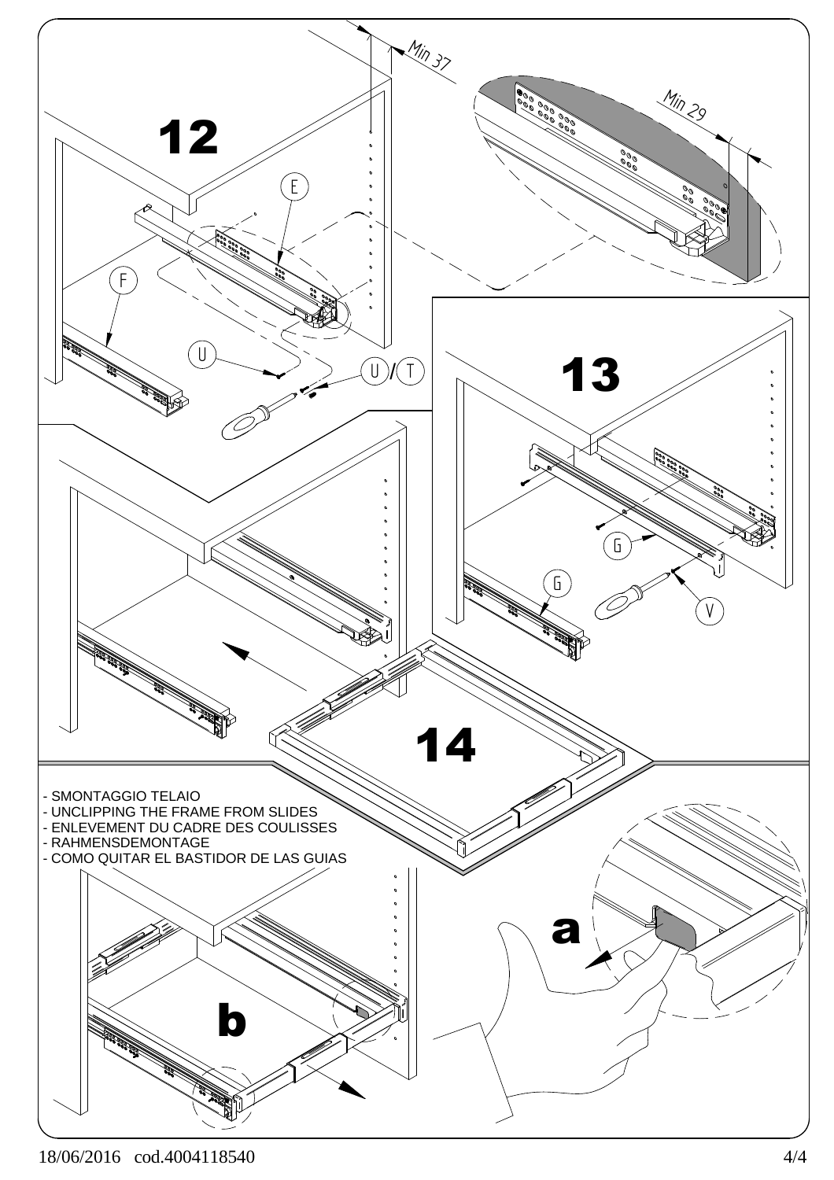12

Min 37

Min 29

E

F

U

U/T

13

G

G

V

14

- SMONTAGGIO TELAIO
- UNCLIPPING THE FRAME FROM SLIDES
- ENLEVEMENT DU CADRE DES COULISSES
- RAHMENSDEMONTAGE
- COMO QUITAR EL BASTIDOR DE LAS GUIAS

a

b

18/06/2016 cod.4004118540